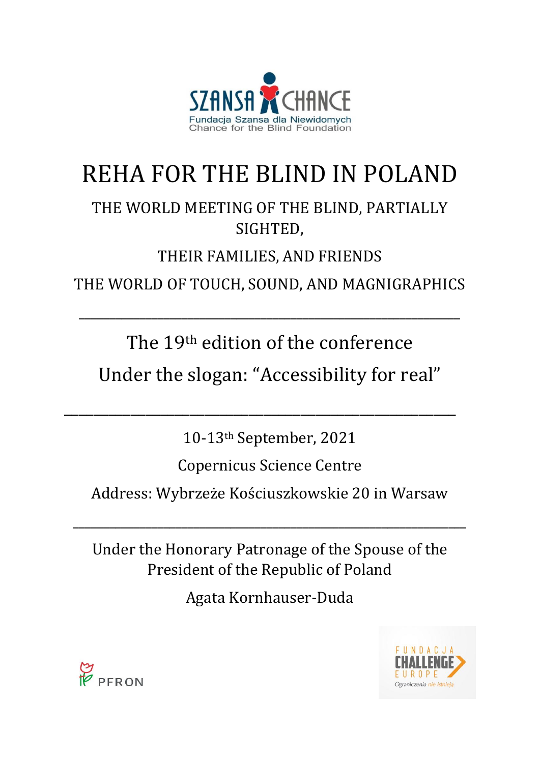SZANSA CHANCE

Fundacja Szansa dla Niewidomych
Chance for the Blind Foundation

# REHA FOR THE BLIND IN POLAND

## THE WORLD MEETING OF THE BLIND, PARTIALLY SIGHTED,

## THEIR FAMILIES, AND FRIENDS

## THE WORLD OF TOUCH, SOUND, AND MAGNIGRAPHICS

---

The 19th edition of the conference

Under the slogan: “Accessibility for real”

---

10-13th September, 2021

Copernicus Science Centre

Address: Wybrzeże Kościuszkowskie 20 in Warsaw

---

Under the Honorary Patronage of the Spouse of the President of the Republic of Poland

Agata Kornhauser-Duda

PFRON

FUNDACJA CHALLENGE EUROPE
Ograniczenia nie istnieją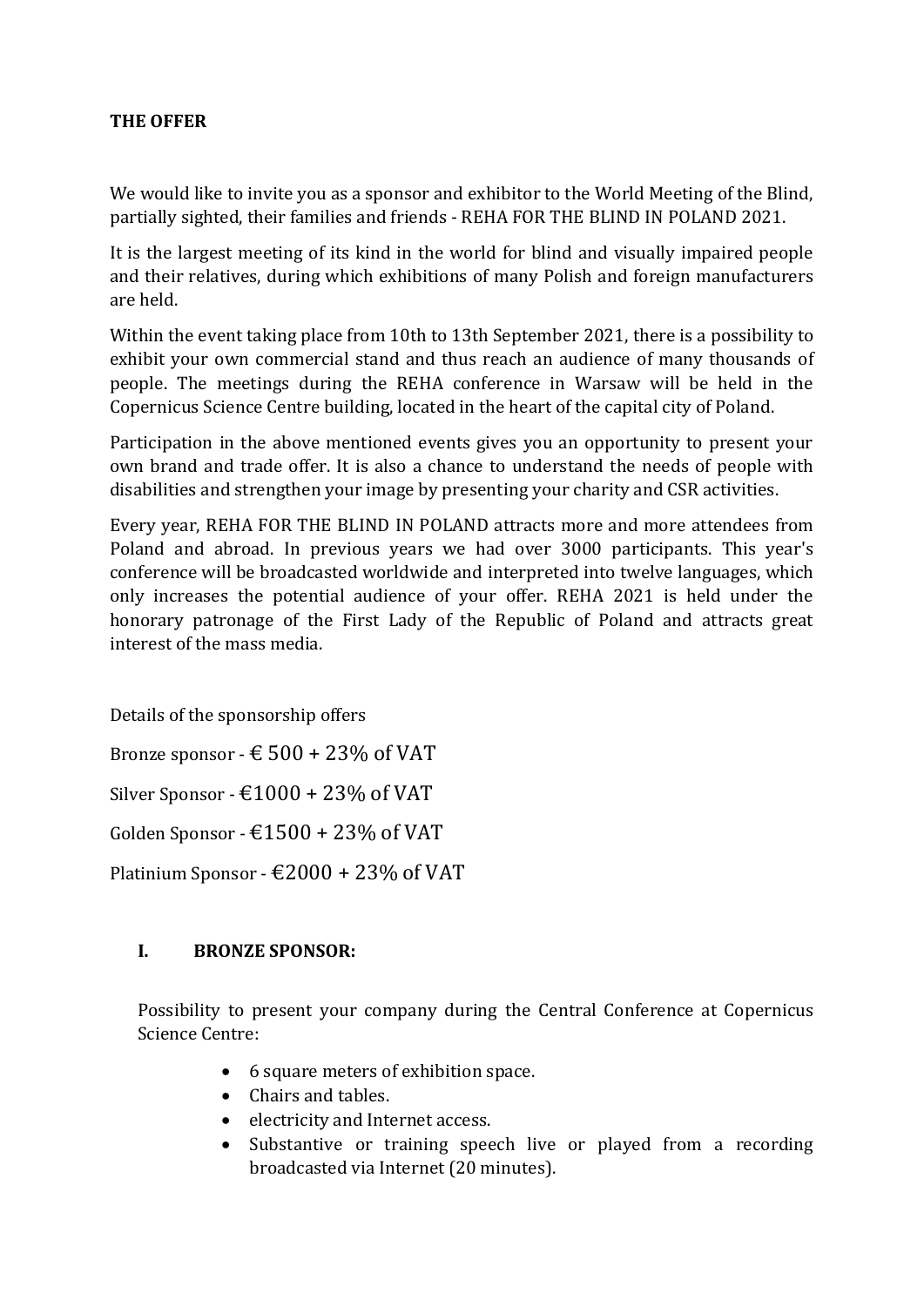**THE OFFER**

We would like to invite you as a sponsor and exhibitor to the World Meeting of the Blind, partially sighted, their families and friends - REHA FOR THE BLIND IN POLAND 2021.

It is the largest meeting of its kind in the world for blind and visually impaired people and their relatives, during which exhibitions of many Polish and foreign manufacturers are held.

Within the event taking place from 10th to 13th September 2021, there is a possibility to exhibit your own commercial stand and thus reach an audience of many thousands of people. The meetings during the REHA conference in Warsaw will be held in the Copernicus Science Centre building, located in the heart of the capital city of Poland.

Participation in the above mentioned events gives you an opportunity to present your own brand and trade offer. It is also a chance to understand the needs of people with disabilities and strengthen your image by presenting your charity and CSR activities.

Every year, REHA FOR THE BLIND IN POLAND attracts more and more attendees from Poland and abroad. In previous years we had over 3000 participants. This year's conference will be broadcasted worldwide and interpreted into twelve languages, which only increases the potential audience of your offer. REHA 2021 is held under the honorary patronage of the First Lady of the Republic of Poland and attracts great interest of the mass media.

Details of the sponsorship offers

Bronze sponsor - € 500 + 23% of VAT

Silver Sponsor - €1000 + 23% of VAT

Golden Sponsor - €1500 + 23% of VAT

Platinium Sponsor - €2000 + 23% of VAT

## I. BRONZE SPONSOR:

Possibility to present your company during the Central Conference at Copernicus Science Centre:

- 6 square meters of exhibition space.
- Chairs and tables.
- electricity and Internet access.
- Substantive or training speech live or played from a recording broadcasted via Internet (20 minutes).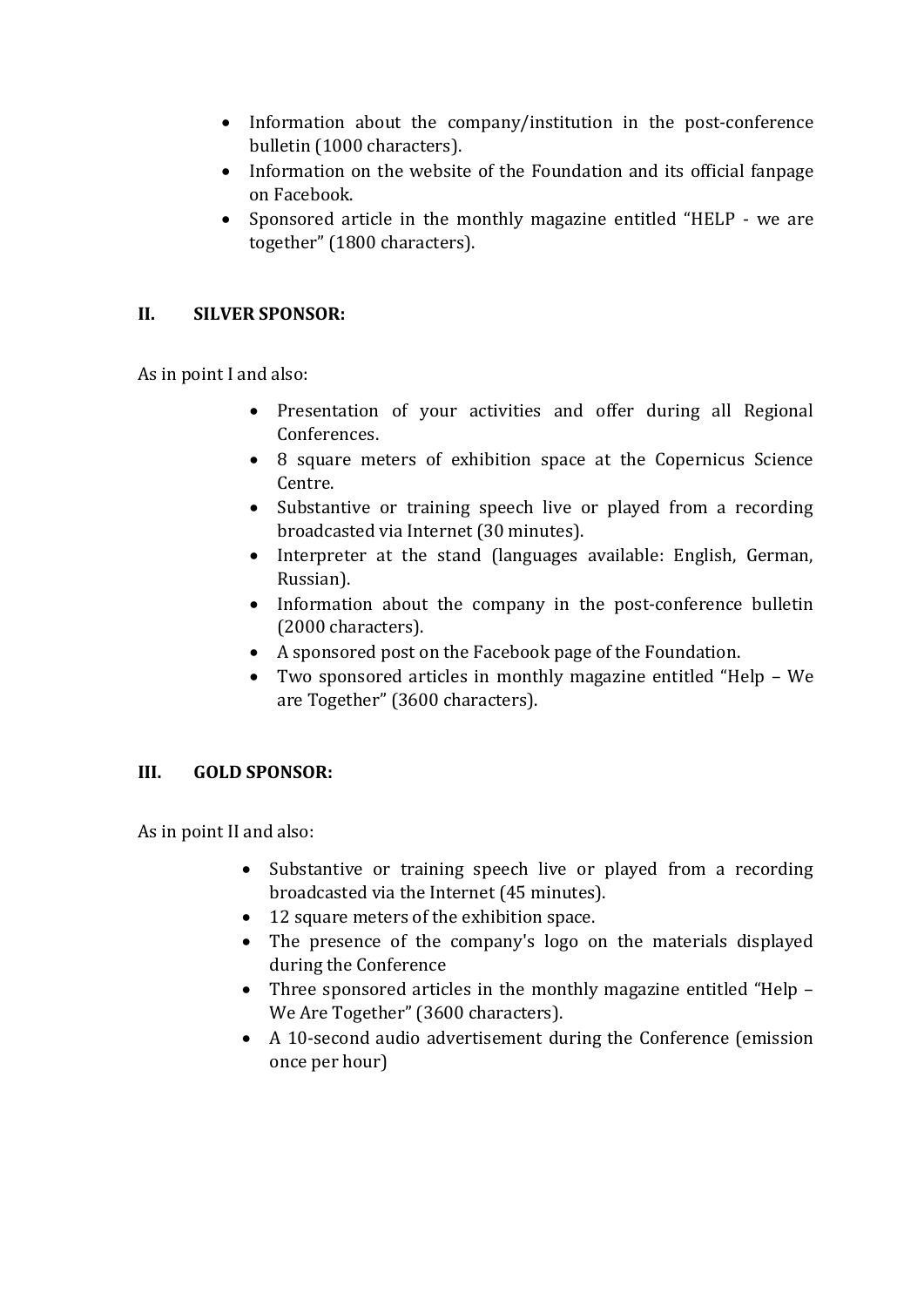- Information about the company/institution in the post-conference bulletin (1000 characters).
- Information on the website of the Foundation and its official fanpage on Facebook.
- Sponsored article in the monthly magazine entitled "HELP - we are together" (1800 characters).

## II. SILVER SPONSOR:

As in point I and also:

- Presentation of your activities and offer during all Regional Conferences.
- 8 square meters of exhibition space at the Copernicus Science Centre.
- Substantive or training speech live or played from a recording broadcasted via Internet (30 minutes).
- Interpreter at the stand (languages available: English, German, Russian).
- Information about the company in the post-conference bulletin (2000 characters).
- A sponsored post on the Facebook page of the Foundation.
- Two sponsored articles in monthly magazine entitled "Help – We are Together" (3600 characters).

## III. GOLD SPONSOR:

As in point II and also:

- Substantive or training speech live or played from a recording broadcasted via the Internet (45 minutes).
- 12 square meters of the exhibition space.
- The presence of the company's logo on the materials displayed during the Conference
- Three sponsored articles in the monthly magazine entitled "Help – We Are Together" (3600 characters).
- A 10-second audio advertisement during the Conference (emission once per hour)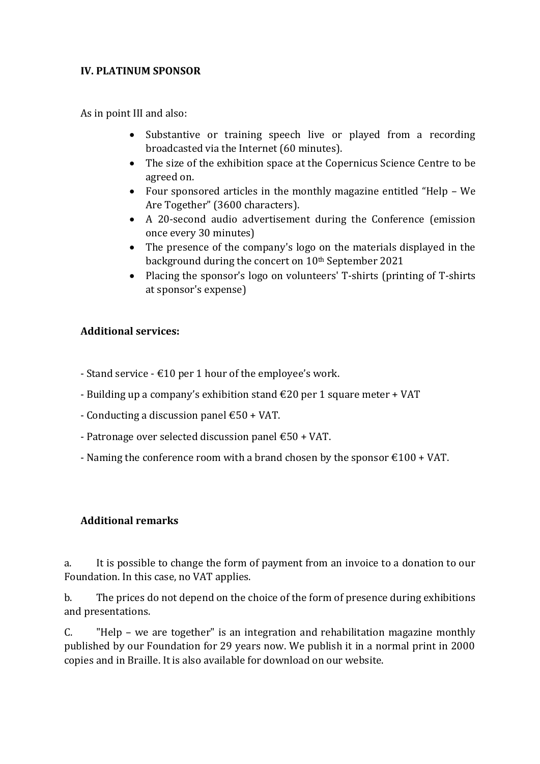### IV. PLATINUM SPONSOR

As in point III and also:

- Substantive or training speech live or played from a recording broadcasted via the Internet (60 minutes).
- The size of the exhibition space at the Copernicus Science Centre to be agreed on.
- Four sponsored articles in the monthly magazine entitled "Help – We Are Together" (3600 characters).
- A 20-second audio advertisement during the Conference (emission once every 30 minutes)
- The presence of the company's logo on the materials displayed in the background during the concert on 10th September 2021
- Placing the sponsor's logo on volunteers' T-shirts (printing of T-shirts at sponsor's expense)

### Additional services:

- Stand service - €10 per 1 hour of the employee's work.

- Building up a company's exhibition stand €20 per 1 square meter + VAT

- Conducting a discussion panel €50 + VAT.

- Patronage over selected discussion panel €50 + VAT.

- Naming the conference room with a brand chosen by the sponsor €100 + VAT.

### Additional remarks

a. It is possible to change the form of payment from an invoice to a donation to our Foundation. In this case, no VAT applies.

b. The prices do not depend on the choice of the form of presence during exhibitions and presentations.

C. "Help – we are together" is an integration and rehabilitation magazine monthly published by our Foundation for 29 years now. We publish it in a normal print in 2000 copies and in Braille. It is also available for download on our website.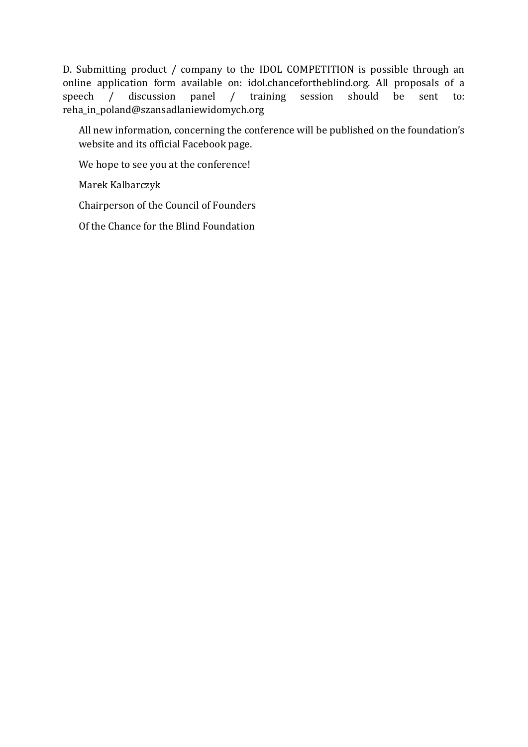D. Submitting product / company to the IDOL COMPETITION is possible through an online application form available on: idol.chancefortheblind.org. All proposals of a speech / discussion panel / training session should be sent to: reha_in_poland@szansadlaniewidomych.org

All new information, concerning the conference will be published on the foundation's website and its official Facebook page.

We hope to see you at the conference!

Marek Kalbarczyk

Chairperson of the Council of Founders

Of the Chance for the Blind Foundation